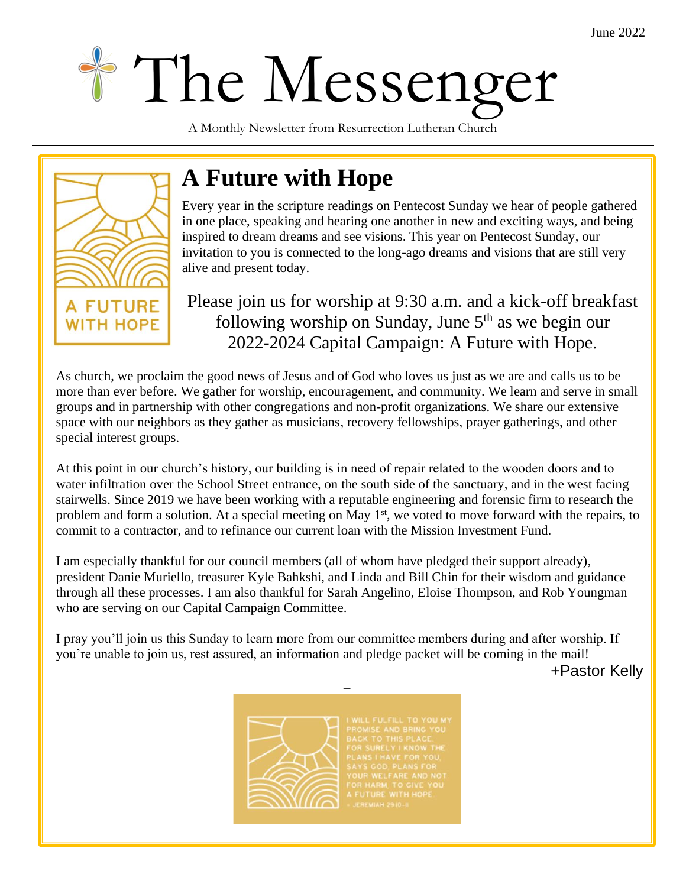June 2022

# The Messenger

A Monthly Newsletter from Resurrection Lutheran Church

A FUTURE WITH HOPE

## A Future with Hope

Every year in the scripture readings on Pentecost Sunday we hear of people gathered in one place, speaking and hearing one another in new and exciting ways, and being inspired to dream dreams and see visions. This year on Pentecost Sunday, our invitation to you is connected to the long-ago dreams and visions that are still very alive and present today.

Please join us for worship at 9:30 a.m. and a kick-off breakfast following worship on Sunday, June 5th as we begin our 2022-2024 Capital Campaign: A Future with Hope.

As church, we proclaim the good news of Jesus and of God who loves us just as we are and calls us to be more than ever before. We gather for worship, encouragement, and community. We learn and serve in small groups and in partnership with other congregations and non-profit organizations. We share our extensive space with our neighbors as they gather as musicians, recovery fellowships, prayer gatherings, and other special interest groups.

At this point in our church's history, our building is in need of repair related to the wooden doors and to water infiltration over the School Street entrance, on the south side of the sanctuary, and in the west facing stairwells. Since 2019 we have been working with a reputable engineering and forensic firm to research the problem and form a solution. At a special meeting on May 1st, we voted to move forward with the repairs, to commit to a contractor, and to refinance our current loan with the Mission Investment Fund.

I am especially thankful for our council members (all of whom have pledged their support already), president Danie Muriello, treasurer Kyle Bahkshi, and Linda and Bill Chin for their wisdom and guidance through all these processes. I am also thankful for Sarah Angelino, Eloise Thompson, and Rob Youngman who are serving on our Capital Campaign Committee.

I pray you'll join us this Sunday to learn more from our committee members during and after worship. If you're unable to join us, rest assured, an information and pledge packet will be coming in the mail!

+Pastor Kelly

I WILL FULFILL TO YOU MY PROMISE AND BRING YOU BACK TO THIS PLACE. FOR SURELY I KNOW THE PLANS I HAVE FOR YOU, SAYS GOD, PLANS FOR YOUR WELFARE AND NOT FOR HARM, TO GIVE YOU A FUTURE WITH HOPE.
+ JEREMIAH 29:10-11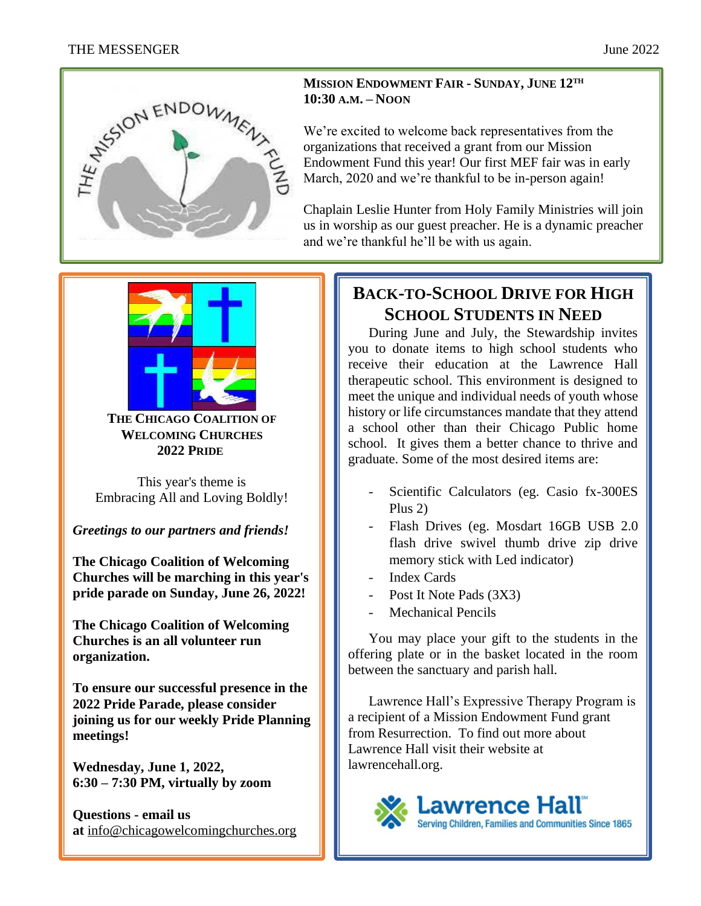## Mission Endowment Fair - Sunday, June 12th
## 10:30 a.m. – Noon

We're excited to welcome back representatives from the organizations that received a grant from our Mission Endowment Fund this year! Our first MEF fair was in early March, 2020 and we're thankful to be in-person again!

Chaplain Leslie Hunter from Holy Family Ministries will join us in worship as our guest preacher. He is a dynamic preacher and we're thankful he'll be with us again.

## The Chicago Coalition of Welcoming Churches 2022 Pride

This year's theme is Embracing All and Loving Boldly!

***Greetings to our partners and friends!***

**The Chicago Coalition of Welcoming Churches will be marching in this year's pride parade on Sunday, June 26, 2022!**

**The Chicago Coalition of Welcoming Churches is an all volunteer run organization.**

**To ensure our successful presence in the 2022 Pride Parade, please consider joining us for our weekly Pride Planning meetings!**

**Wednesday, June 1, 2022,**
**6:30 – 7:30 PM, virtually by zoom**

**Questions - email us at** info@chicagowelcomingchurches.org

## Back-to-School Drive for High School Students in Need

During June and July, the Stewardship invites you to donate items to high school students who receive their education at the Lawrence Hall therapeutic school. This environment is designed to meet the unique and individual needs of youth whose history or life circumstances mandate that they attend a school other than their Chicago Public home school. It gives them a better chance to thrive and graduate. Some of the most desired items are:

- Scientific Calculators (eg. Casio fx-300ES Plus 2)
- Flash Drives (eg. Mosdart 16GB USB 2.0 flash drive swivel thumb drive zip drive memory stick with Led indicator)
- Index Cards
- Post It Note Pads (3X3)
- Mechanical Pencils

You may place your gift to the students in the offering plate or in the basket located in the room between the sanctuary and parish hall.

Lawrence Hall's Expressive Therapy Program is a recipient of a Mission Endowment Fund grant from Resurrection. To find out more about Lawrence Hall visit their website at lawrencehall.org.

Lawrence Hall
Serving Children, Families and Communities Since 1865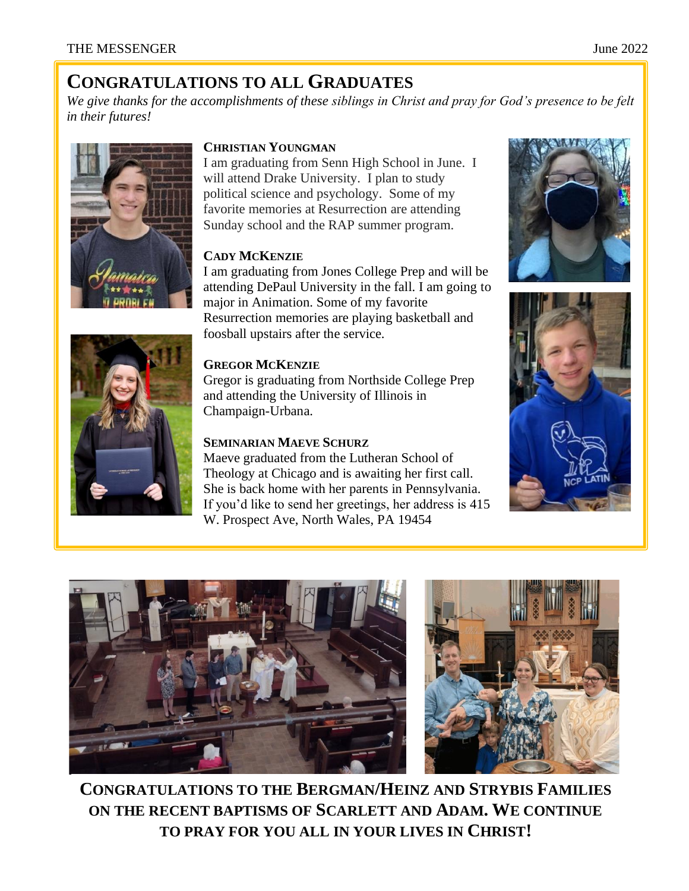## Congratulations to all Graduates

*We give thanks for the accomplishments of these siblings in Christ and pray for God's presence to be felt in their futures!*

**Christian Youngman**
I am graduating from Senn High School in June. I will attend Drake University. I plan to study political science and psychology. Some of my favorite memories at Resurrection are attending Sunday school and the RAP summer program.

**Cady McKenzie**
I am graduating from Jones College Prep and will be attending DePaul University in the fall. I am going to major in Animation. Some of my favorite Resurrection memories are playing basketball and foosball upstairs after the service.

**Gregor McKenzie**
Gregor is graduating from Northside College Prep and attending the University of Illinois in Champaign-Urbana.

**Seminarian Maeve Schurz**
Maeve graduated from the Lutheran School of Theology at Chicago and is awaiting her first call. She is back home with her parents in Pennsylvania. If you'd like to send her greetings, her address is 415 W. Prospect Ave, North Wales, PA 19454

**Congratulations to the Bergman/Heinz and Strybis Families on the recent baptisms of Scarlett and Adam. We continue to pray for you all in your lives in Christ!**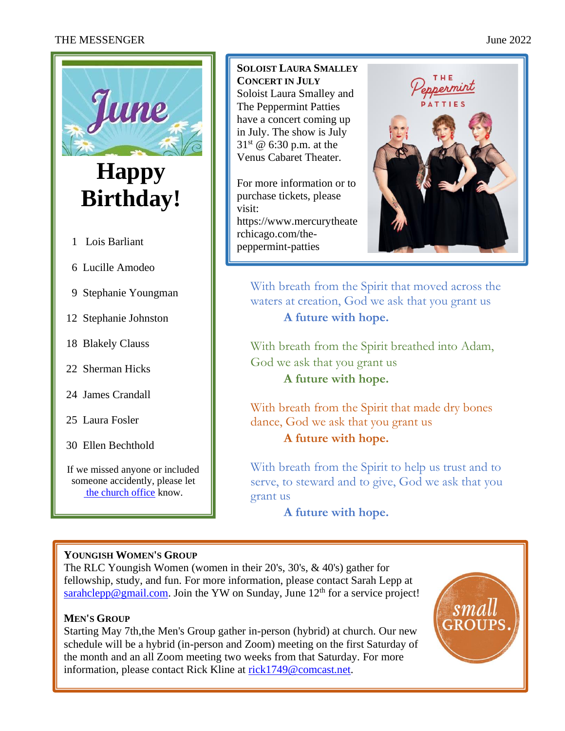# Happy Birthday!

1 Lois Barliant

6 Lucille Amodeo

9 Stephanie Youngman

12 Stephanie Johnston

18 Blakely Clauss

22 Sherman Hicks

24 James Crandall

25 Laura Fosler

30 Ellen Bechthold

If we missed anyone or included someone accidently, please let the church office know.

## Soloist Laura Smalley Concert in July

Soloist Laura Smalley and The Peppermint Patties have a concert coming up in July. The show is July 31st @ 6:30 p.m. at the Venus Cabaret Theater.

For more information or to purchase tickets, please visit: https://www.mercurytheaterchicago.com/the-peppermint-patties

With breath from the Spirit that moved across the waters at creation, God we ask that you grant us

**A future with hope.**

With breath from the Spirit breathed into Adam, God we ask that you grant us

**A future with hope.**

With breath from the Spirit that made dry bones dance, God we ask that you grant us

**A future with hope.**

With breath from the Spirit to help us trust and to serve, to steward and to give, God we ask that you grant us

**A future with hope.**

## Youngish Women's Group

The RLC Youngish Women (women in their 20's, 30's, & 40's) gather for fellowship, study, and fun. For more information, please contact Sarah Lepp at sarahclepp@gmail.com. Join the YW on Sunday, June 12th for a service project!

## Men's Group

Starting May 7th,the Men's Group gather in-person (hybrid) at church. Our new schedule will be a hybrid (in-person and Zoom) meeting on the first Saturday of the month and an all Zoom meeting two weeks from that Saturday. For more information, please contact Rick Kline at rick1749@comcast.net.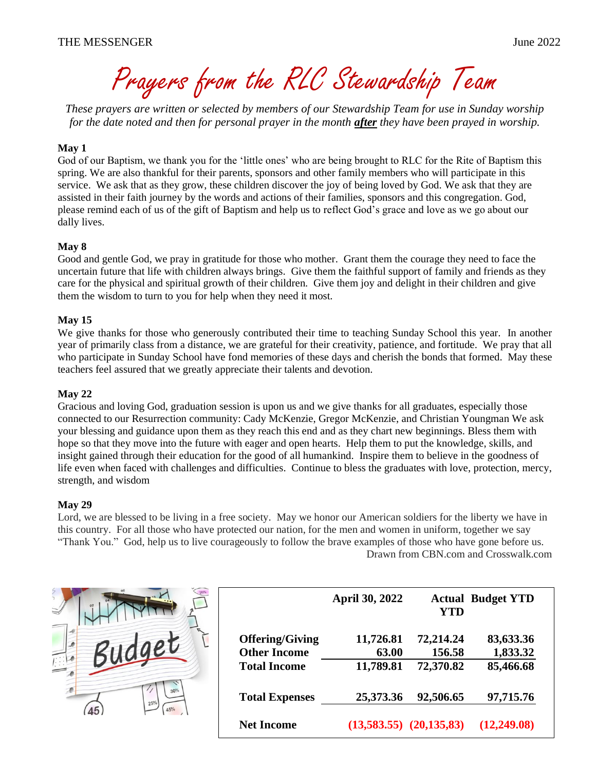# Prayers from the RLC Stewardship Team

*These prayers are written or selected by members of our Stewardship Team for use in Sunday worship for the date noted and then for personal prayer in the month* ***after*** *they have been prayed in worship.*

**May 1**
God of our Baptism, we thank you for the 'little ones' who are being brought to RLC for the Rite of Baptism this spring. We are also thankful for their parents, sponsors and other family members who will participate in this service. We ask that as they grow, these children discover the joy of being loved by God. We ask that they are assisted in their faith journey by the words and actions of their families, sponsors and this congregation. God, please remind each of us of the gift of Baptism and help us to reflect God's grace and love as we go about our daily lives.

**May 8**
Good and gentle God, we pray in gratitude for those who mother. Grant them the courage they need to face the uncertain future that life with children always brings. Give them the faithful support of family and friends as they care for the physical and spiritual growth of their children. Give them joy and delight in their children and give them the wisdom to turn to you for help when they need it most.

**May 15**
We give thanks for those who generously contributed their time to teaching Sunday School this year. In another year of primarily class from a distance, we are grateful for their creativity, patience, and fortitude. We pray that all who participate in Sunday School have fond memories of these days and cherish the bonds that formed. May these teachers feel assured that we greatly appreciate their talents and devotion.

**May 22**
Gracious and loving God, graduation session is upon us and we give thanks for all graduates, especially those connected to our Resurrection community: Cady McKenzie, Gregor McKenzie, and Christian Youngman We ask your blessing and guidance upon them as they reach this end and as they chart new beginnings. Bless them with hope so that they move into the future with eager and open hearts. Help them to put the knowledge, skills, and insight gained through their education for the good of all humankind. Inspire them to believe in the goodness of life even when faced with challenges and difficulties. Continue to bless the graduates with love, protection, mercy, strength, and wisdom

**May 29**
Lord, we are blessed to be living in a free society. May we honor our American soldiers for the liberty we have in this country. For all those who have protected our nation, for the men and women in uniform, together we say "Thank You." God, help us to live courageously to follow the brave examples of those who have gone before us.
Drawn from CBN.com and Crosswalk.com

| | April 30, 2022 | Actual YTD | Budget YTD |
|---|---|---|---|
| **Offering/Giving** | **11,726.81** | **72,214.24** | **83,633.36** |
| **Other Income** | **63.00** | **156.58** | **1,833.32** |
| **Total Income** | **11,789.81** | **72,370.82** | **85,466.68** |
| **Total Expenses** | **25,373.36** | **92,506.65** | **97,715.76** |
| **Net Income** | **(13,583.55)** | **(20,135,83)** | **(12,249.08)** |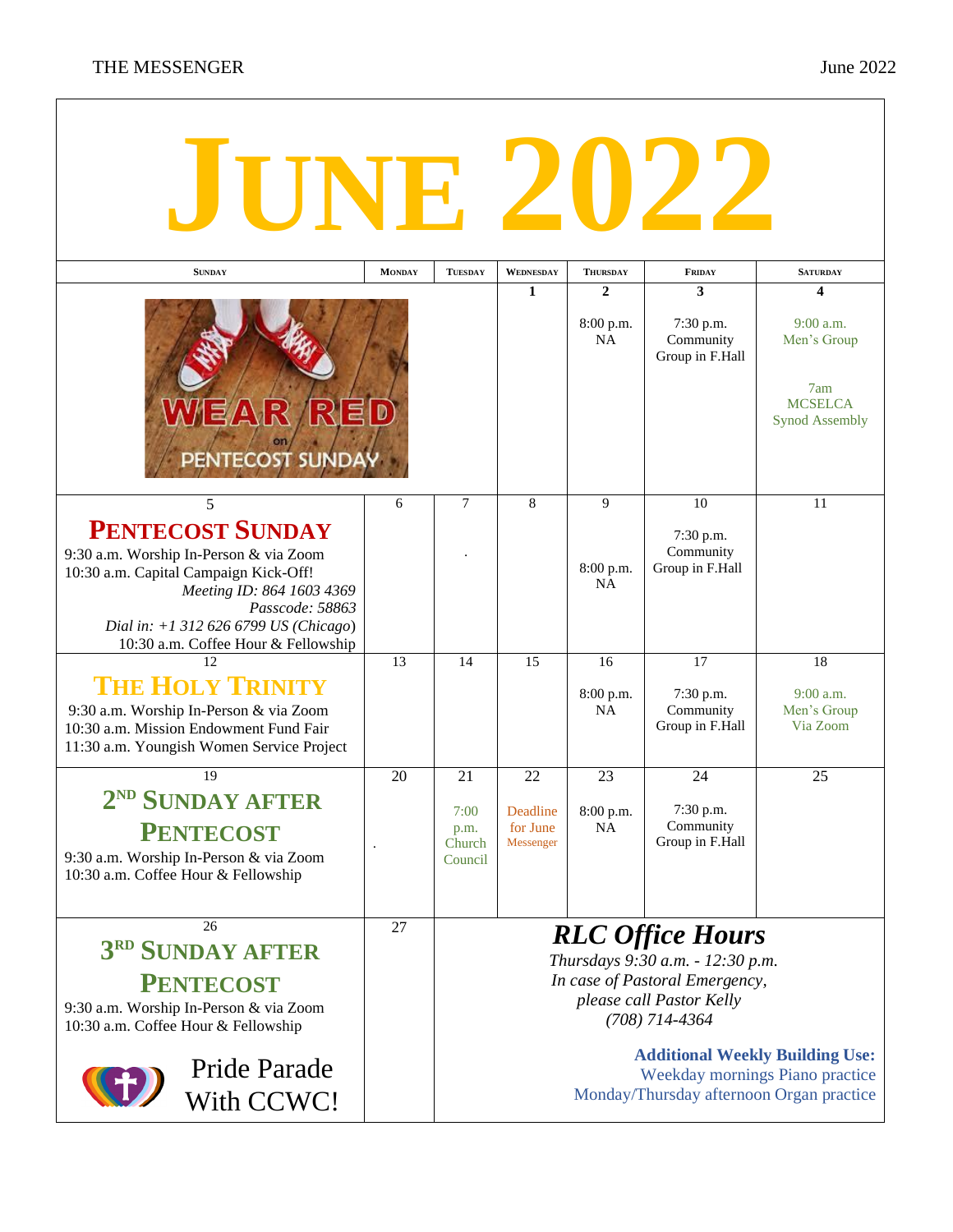# JUNE 2022

| SUNDAY | MONDAY | TUESDAY | WEDNESDAY | THURSDAY | FRIDAY | SATURDAY |
|---|---|---|---|---|---|---|
| WEAR RED on PENTECOST SUNDAY | | | 1 | 2<br><br>8:00 p.m. NA | 3<br><br>7:30 p.m. Community Group in F.Hall | 4<br><br>9:00 a.m. Men's Group<br><br>7am MCSELCA Synod Assembly |
| 5<br>**PENTECOST SUNDAY**<br>9:30 a.m. Worship In-Person & via Zoom<br>10:30 a.m. Capital Campaign Kick-Off!<br>*Meeting ID: 864 1603 4369*<br>*Passcode: 58863*<br>*Dial in: +1 312 626 6799 US (Chicago)*<br>10:30 a.m. Coffee Hour & Fellowship | 6 | 7<br>. | 8 | 9<br><br>8:00 p.m. NA | 10<br><br>7:30 p.m. Community Group in F.Hall | 11 |
| 12<br>**THE HOLY TRINITY**<br>9:30 a.m. Worship In-Person & via Zoom<br>10:30 a.m. Mission Endowment Fund Fair<br>11:30 a.m. Youngish Women Service Project | 13 | 14 | 15 | 16<br><br>8:00 p.m. NA | 17<br><br>7:30 p.m. Community Group in F.Hall | 18<br><br>9:00 a.m. Men's Group Via Zoom |
| 19<br>**2ND SUNDAY AFTER PENTECOST**<br>9:30 a.m. Worship In-Person & via Zoom<br>10:30 a.m. Coffee Hour & Fellowship | 20<br>. | 21<br><br>7:00 p.m. Church Council | 22<br><br>Deadline for June Messenger | 23<br><br>8:00 p.m. NA | 24<br><br>7:30 p.m. Community Group in F.Hall | 25 |
| 26<br>**3RD SUNDAY AFTER PENTECOST**<br>9:30 a.m. Worship In-Person & via Zoom<br>10:30 a.m. Coffee Hour & Fellowship<br><br>Pride Parade With CCWC! | 27 | ***RLC Office Hours***<br>*Thursdays 9:30 a.m. - 12:30 p.m.*<br>*In case of Pastoral Emergency, please call Pastor Kelly (708) 714-4364*<br><br>**Additional Weekly Building Use:**<br>Weekday mornings Piano practice<br>Monday/Thursday afternoon Organ practice | | | | |